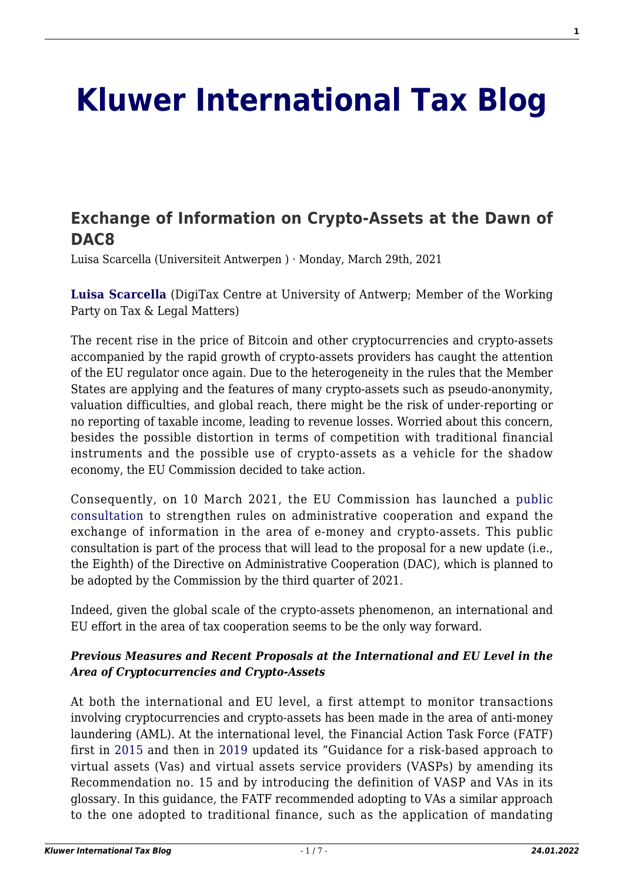# Kluwer International Tax Blog

## Exchange of Information on Crypto-Assets at the Dawn of DAC8

Luisa Scarcella (Universiteit Antwerpen ) · Monday, March 29th, 2021

**Luisa Scarcella** (DigiTax Centre at University of Antwerp; Member of the Working Party on Tax & Legal Matters)

The recent rise in the price of Bitcoin and other cryptocurrencies and crypto-assets accompanied by the rapid growth of crypto-assets providers has caught the attention of the EU regulator once again. Due to the heterogeneity in the rules that the Member States are applying and the features of many crypto-assets such as pseudo-anonymity, valuation difficulties, and global reach, there might be the risk of under-reporting or no reporting of taxable income, leading to revenue losses. Worried about this concern, besides the possible distortion in terms of competition with traditional financial instruments and the possible use of crypto-assets as a vehicle for the shadow economy, the EU Commission decided to take action.

Consequently, on 10 March 2021, the EU Commission has launched a public consultation to strengthen rules on administrative cooperation and expand the exchange of information in the area of e-money and crypto-assets. This public consultation is part of the process that will lead to the proposal for a new update (i.e., the Eighth) of the Directive on Administrative Cooperation (DAC), which is planned to be adopted by the Commission by the third quarter of 2021.

Indeed, given the global scale of the crypto-assets phenomenon, an international and EU effort in the area of tax cooperation seems to be the only way forward.

***Previous Measures and Recent Proposals at the International and EU Level in the Area of Cryptocurrencies and Crypto-Assets***

At both the international and EU level, a first attempt to monitor transactions involving cryptocurrencies and crypto-assets has been made in the area of anti-money laundering (AML). At the international level, the Financial Action Task Force (FATF) first in 2015 and then in 2019 updated its "Guidance for a risk-based approach to virtual assets (Vas) and virtual assets service providers (VASPs) by amending its Recommendation no. 15 and by introducing the definition of VASP and VAs in its glossary. In this guidance, the FATF recommended adopting to VAs a similar approach to the one adopted to traditional finance, such as the application of mandating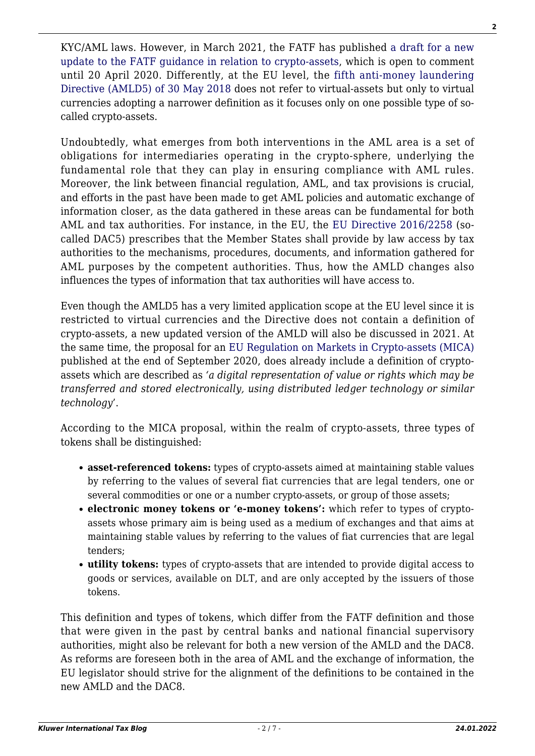KYC/AML laws. However, in March 2021, the FATF has published a draft for a new update to the FATF guidance in relation to crypto-assets, which is open to comment until 20 April 2020. Differently, at the EU level, the fifth anti-money laundering Directive (AMLD5) of 30 May 2018 does not refer to virtual-assets but only to virtual currencies adopting a narrower definition as it focuses only on one possible type of so-called crypto-assets.

Undoubtedly, what emerges from both interventions in the AML area is a set of obligations for intermediaries operating in the crypto-sphere, underlying the fundamental role that they can play in ensuring compliance with AML rules. Moreover, the link between financial regulation, AML, and tax provisions is crucial, and efforts in the past have been made to get AML policies and automatic exchange of information closer, as the data gathered in these areas can be fundamental for both AML and tax authorities. For instance, in the EU, the EU Directive 2016/2258 (so-called DAC5) prescribes that the Member States shall provide by law access by tax authorities to the mechanisms, procedures, documents, and information gathered for AML purposes by the competent authorities. Thus, how the AMLD changes also influences the types of information that tax authorities will have access to.

Even though the AMLD5 has a very limited application scope at the EU level since it is restricted to virtual currencies and the Directive does not contain a definition of crypto-assets, a new updated version of the AMLD will also be discussed in 2021. At the same time, the proposal for an EU Regulation on Markets in Crypto-assets (MICA) published at the end of September 2020, does already include a definition of crypto-assets which are described as *'a digital representation of value or rights which may be transferred and stored electronically, using distributed ledger technology or similar technology*'.

According to the MICA proposal, within the realm of crypto-assets, three types of tokens shall be distinguished:

- **asset-referenced tokens:** types of crypto-assets aimed at maintaining stable values by referring to the values of several fiat currencies that are legal tenders, one or several commodities or one or a number crypto-assets, or group of those assets;
- **electronic money tokens or 'e-money tokens':** which refer to types of crypto-assets whose primary aim is being used as a medium of exchanges and that aims at maintaining stable values by referring to the values of fiat currencies that are legal tenders;
- **utility tokens:** types of crypto-assets that are intended to provide digital access to goods or services, available on DLT, and are only accepted by the issuers of those tokens.

This definition and types of tokens, which differ from the FATF definition and those that were given in the past by central banks and national financial supervisory authorities, might also be relevant for both a new version of the AMLD and the DAC8. As reforms are foreseen both in the area of AML and the exchange of information, the EU legislator should strive for the alignment of the definitions to be contained in the new AMLD and the DAC8.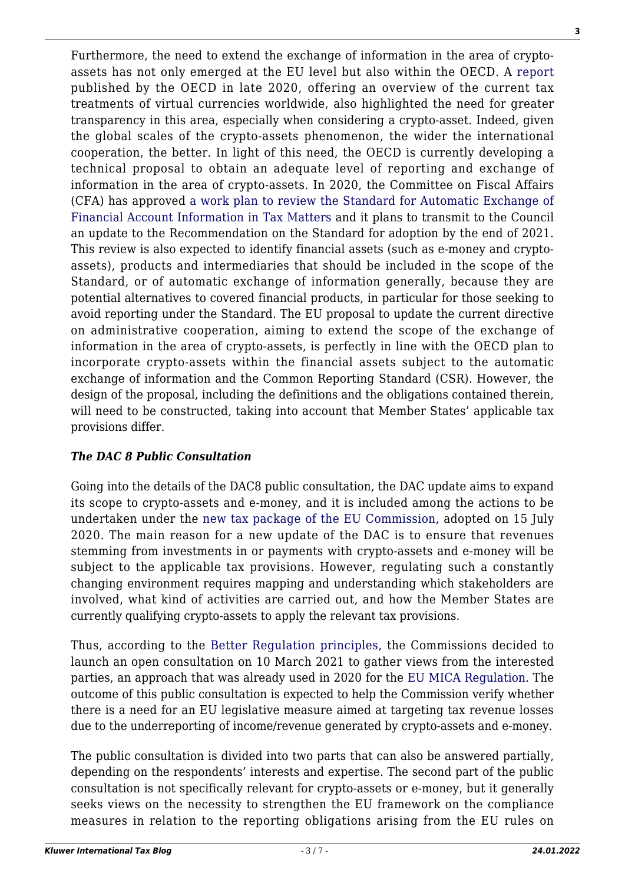Furthermore, the need to extend the exchange of information in the area of crypto-assets has not only emerged at the EU level but also within the OECD. A report published by the OECD in late 2020, offering an overview of the current tax treatments of virtual currencies worldwide, also highlighted the need for greater transparency in this area, especially when considering a crypto-asset. Indeed, given the global scales of the crypto-assets phenomenon, the wider the international cooperation, the better. In light of this need, the OECD is currently developing a technical proposal to obtain an adequate level of reporting and exchange of information in the area of crypto-assets. In 2020, the Committee on Fiscal Affairs (CFA) has approved a work plan to review the Standard for Automatic Exchange of Financial Account Information in Tax Matters and it plans to transmit to the Council an update to the Recommendation on the Standard for adoption by the end of 2021. This review is also expected to identify financial assets (such as e-money and crypto-assets), products and intermediaries that should be included in the scope of the Standard, or of automatic exchange of information generally, because they are potential alternatives to covered financial products, in particular for those seeking to avoid reporting under the Standard. The EU proposal to update the current directive on administrative cooperation, aiming to extend the scope of the exchange of information in the area of crypto-assets, is perfectly in line with the OECD plan to incorporate crypto-assets within the financial assets subject to the automatic exchange of information and the Common Reporting Standard (CSR). However, the design of the proposal, including the definitions and the obligations contained therein, will need to be constructed, taking into account that Member States' applicable tax provisions differ.

***The DAC 8 Public Consultation***

Going into the details of the DAC8 public consultation, the DAC update aims to expand its scope to crypto-assets and e-money, and it is included among the actions to be undertaken under the new tax package of the EU Commission, adopted on 15 July 2020. The main reason for a new update of the DAC is to ensure that revenues stemming from investments in or payments with crypto-assets and e-money will be subject to the applicable tax provisions. However, regulating such a constantly changing environment requires mapping and understanding which stakeholders are involved, what kind of activities are carried out, and how the Member States are currently qualifying crypto-assets to apply the relevant tax provisions.

Thus, according to the Better Regulation principles, the Commissions decided to launch an open consultation on 10 March 2021 to gather views from the interested parties, an approach that was already used in 2020 for the EU MICA Regulation. The outcome of this public consultation is expected to help the Commission verify whether there is a need for an EU legislative measure aimed at targeting tax revenue losses due to the underreporting of income/revenue generated by crypto-assets and e-money.

The public consultation is divided into two parts that can also be answered partially, depending on the respondents' interests and expertise. The second part of the public consultation is not specifically relevant for crypto-assets or e-money, but it generally seeks views on the necessity to strengthen the EU framework on the compliance measures in relation to the reporting obligations arising from the EU rules on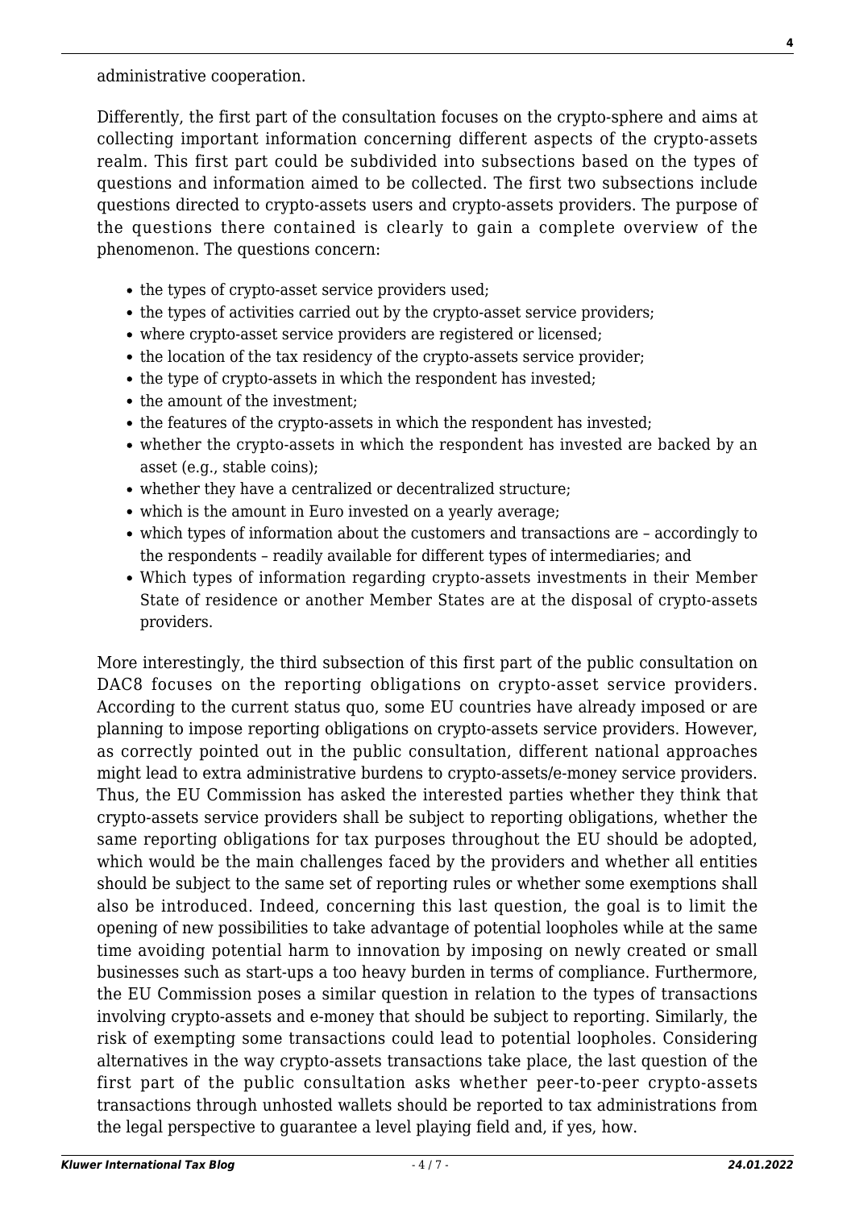administrative cooperation.

Differently, the first part of the consultation focuses on the crypto-sphere and aims at collecting important information concerning different aspects of the crypto-assets realm. This first part could be subdivided into subsections based on the types of questions and information aimed to be collected. The first two subsections include questions directed to crypto-assets users and crypto-assets providers. The purpose of the questions there contained is clearly to gain a complete overview of the phenomenon. The questions concern:

- the types of crypto-asset service providers used;
- the types of activities carried out by the crypto-asset service providers;
- where crypto-asset service providers are registered or licensed;
- the location of the tax residency of the crypto-assets service provider;
- the type of crypto-assets in which the respondent has invested;
- the amount of the investment;
- the features of the crypto-assets in which the respondent has invested;
- whether the crypto-assets in which the respondent has invested are backed by an asset (e.g., stable coins);
- whether they have a centralized or decentralized structure;
- which is the amount in Euro invested on a yearly average;
- which types of information about the customers and transactions are – accordingly to the respondents – readily available for different types of intermediaries; and
- Which types of information regarding crypto-assets investments in their Member State of residence or another Member States are at the disposal of crypto-assets providers.

More interestingly, the third subsection of this first part of the public consultation on DAC8 focuses on the reporting obligations on crypto-asset service providers. According to the current status quo, some EU countries have already imposed or are planning to impose reporting obligations on crypto-assets service providers. However, as correctly pointed out in the public consultation, different national approaches might lead to extra administrative burdens to crypto-assets/e-money service providers. Thus, the EU Commission has asked the interested parties whether they think that crypto-assets service providers shall be subject to reporting obligations, whether the same reporting obligations for tax purposes throughout the EU should be adopted, which would be the main challenges faced by the providers and whether all entities should be subject to the same set of reporting rules or whether some exemptions shall also be introduced. Indeed, concerning this last question, the goal is to limit the opening of new possibilities to take advantage of potential loopholes while at the same time avoiding potential harm to innovation by imposing on newly created or small businesses such as start-ups a too heavy burden in terms of compliance. Furthermore, the EU Commission poses a similar question in relation to the types of transactions involving crypto-assets and e-money that should be subject to reporting. Similarly, the risk of exempting some transactions could lead to potential loopholes. Considering alternatives in the way crypto-assets transactions take place, the last question of the first part of the public consultation asks whether peer-to-peer crypto-assets transactions through unhosted wallets should be reported to tax administrations from the legal perspective to guarantee a level playing field and, if yes, how.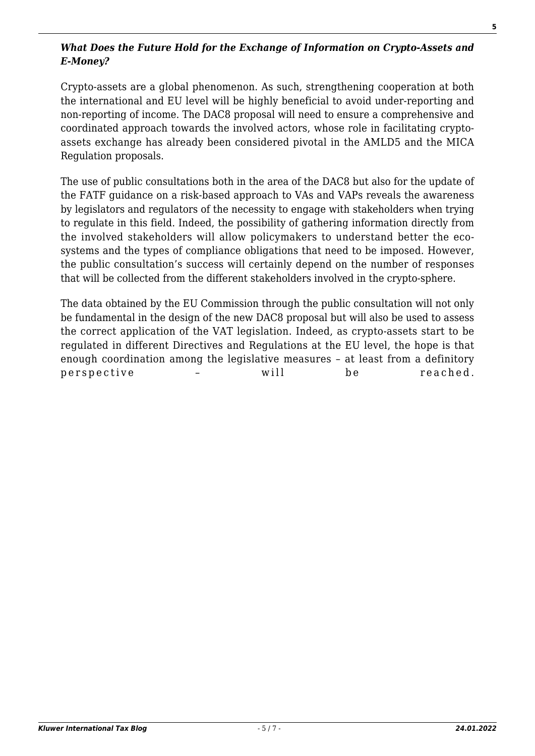***What Does the Future Hold for the Exchange of Information on Crypto-Assets and E-Money?***

Crypto-assets are a global phenomenon. As such, strengthening cooperation at both the international and EU level will be highly beneficial to avoid under-reporting and non-reporting of income. The DAC8 proposal will need to ensure a comprehensive and coordinated approach towards the involved actors, whose role in facilitating crypto-assets exchange has already been considered pivotal in the AMLD5 and the MICA Regulation proposals.

The use of public consultations both in the area of the DAC8 but also for the update of the FATF guidance on a risk-based approach to VAs and VAPs reveals the awareness by legislators and regulators of the necessity to engage with stakeholders when trying to regulate in this field. Indeed, the possibility of gathering information directly from the involved stakeholders will allow policymakers to understand better the eco-systems and the types of compliance obligations that need to be imposed. However, the public consultation's success will certainly depend on the number of responses that will be collected from the different stakeholders involved in the crypto-sphere.

The data obtained by the EU Commission through the public consultation will not only be fundamental in the design of the new DAC8 proposal but will also be used to assess the correct application of the VAT legislation. Indeed, as crypto-assets start to be regulated in different Directives and Regulations at the EU level, the hope is that enough coordination among the legislative measures – at least from a definitory perspective – will be reached.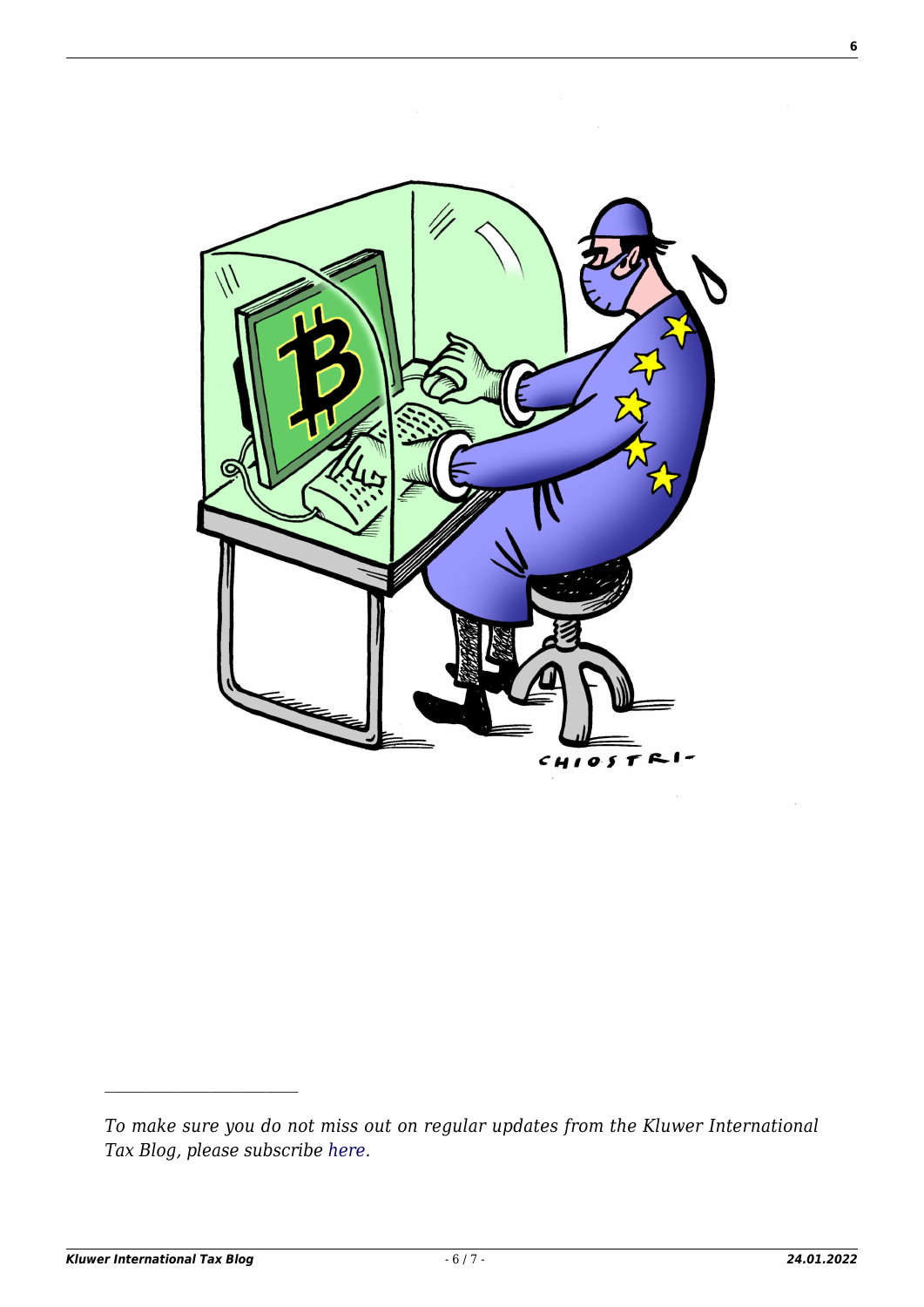---

*To make sure you do not miss out on regular updates from the Kluwer International Tax Blog, please subscribe [here](#).*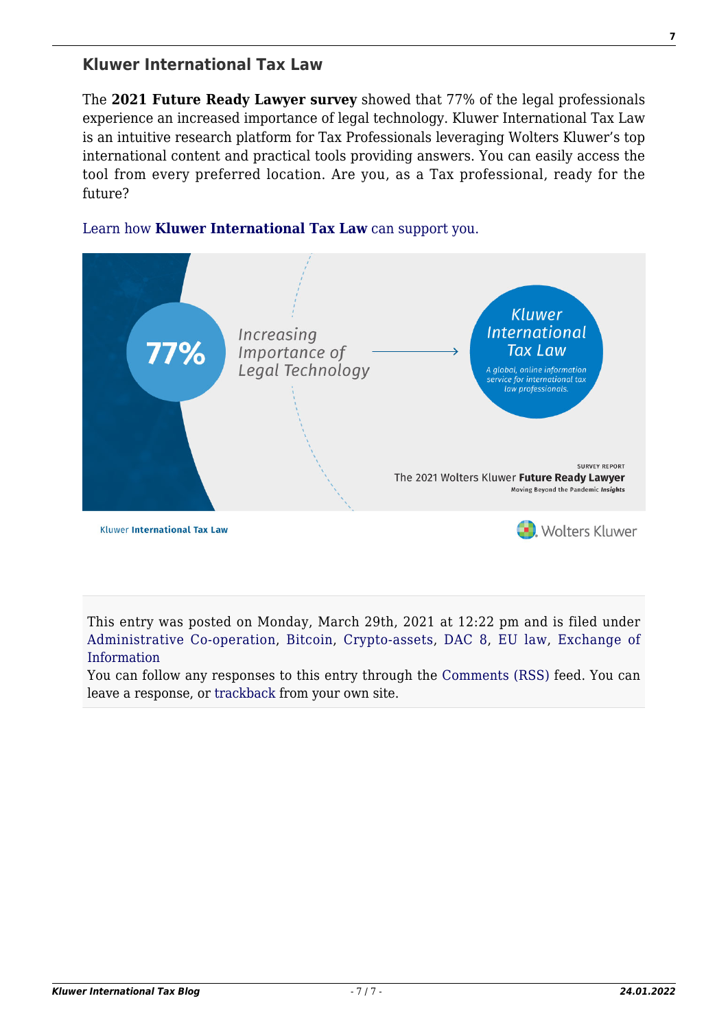## Kluwer International Tax Law

The **2021 Future Ready Lawyer survey** showed that 77% of the legal professionals experience an increased importance of legal technology. Kluwer International Tax Law is an intuitive research platform for Tax Professionals leveraging Wolters Kluwer's top international content and practical tools providing answers. You can easily access the tool from every preferred location. Are you, as a Tax professional, ready for the future?

Learn how **Kluwer International Tax Law** can support you.

77%

Increasing Importance of Legal Technology

Kluwer International Tax Law

A global, online information service for international tax law professionals.

SURVEY REPORT

The 2021 Wolters Kluwer **Future Ready Lawyer**

Moving Beyond the Pandemic *Insights*

Kluwer **International Tax Law**

Wolters Kluwer

This entry was posted on Monday, March 29th, 2021 at 12:22 pm and is filed under Administrative Co-operation, Bitcoin, Crypto-assets, DAC 8, EU law, Exchange of Information

You can follow any responses to this entry through the Comments (RSS) feed. You can leave a response, or trackback from your own site.